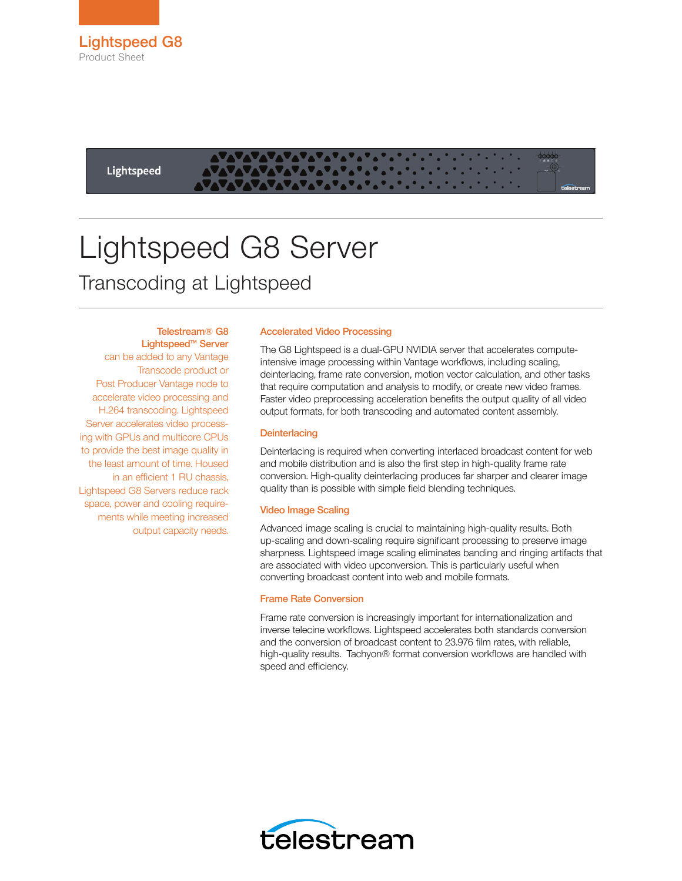# Lightspeed G8

Product Sheet

# Lightspeed G8 Server

## Transcoding at Lightspeed

**Telestream® G8 Lightspeed™ Server** can be added to any Vantage Transcode product or Post Producer Vantage node to accelerate video processing and H.264 transcoding. Lightspeed Server accelerates video processing with GPUs and multicore CPUs to provide the best image quality in the least amount of time. Housed in an efficient 1 RU chassis, Lightspeed G8 Servers reduce rack space, power and cooling requirements while meeting increased output capacity needs.

### Accelerated Video Processing

The G8 Lightspeed is a dual-GPU NVIDIA server that accelerates compute-intensive image processing within Vantage workflows, including scaling, deinterlacing, frame rate conversion, motion vector calculation, and other tasks that require computation and analysis to modify, or create new video frames. Faster video preprocessing acceleration benefits the output quality of all video output formats, for both transcoding and automated content assembly.

### Deinterlacing

Deinterlacing is required when converting interlaced broadcast content for web and mobile distribution and is also the first step in high-quality frame rate conversion. High-quality deinterlacing produces far sharper and clearer image quality than is possible with simple field blending techniques.

### Video Image Scaling

Advanced image scaling is crucial to maintaining high-quality results. Both up-scaling and down-scaling require significant processing to preserve image sharpness. Lightspeed image scaling eliminates banding and ringing artifacts that are associated with video upconversion. This is particularly useful when converting broadcast content into web and mobile formats.

### Frame Rate Conversion

Frame rate conversion is increasingly important for internationalization and inverse telecine workflows. Lightspeed accelerates both standards conversion and the conversion of broadcast content to 23.976 film rates, with reliable, high-quality results. Tachyon® format conversion workflows are handled with speed and efficiency.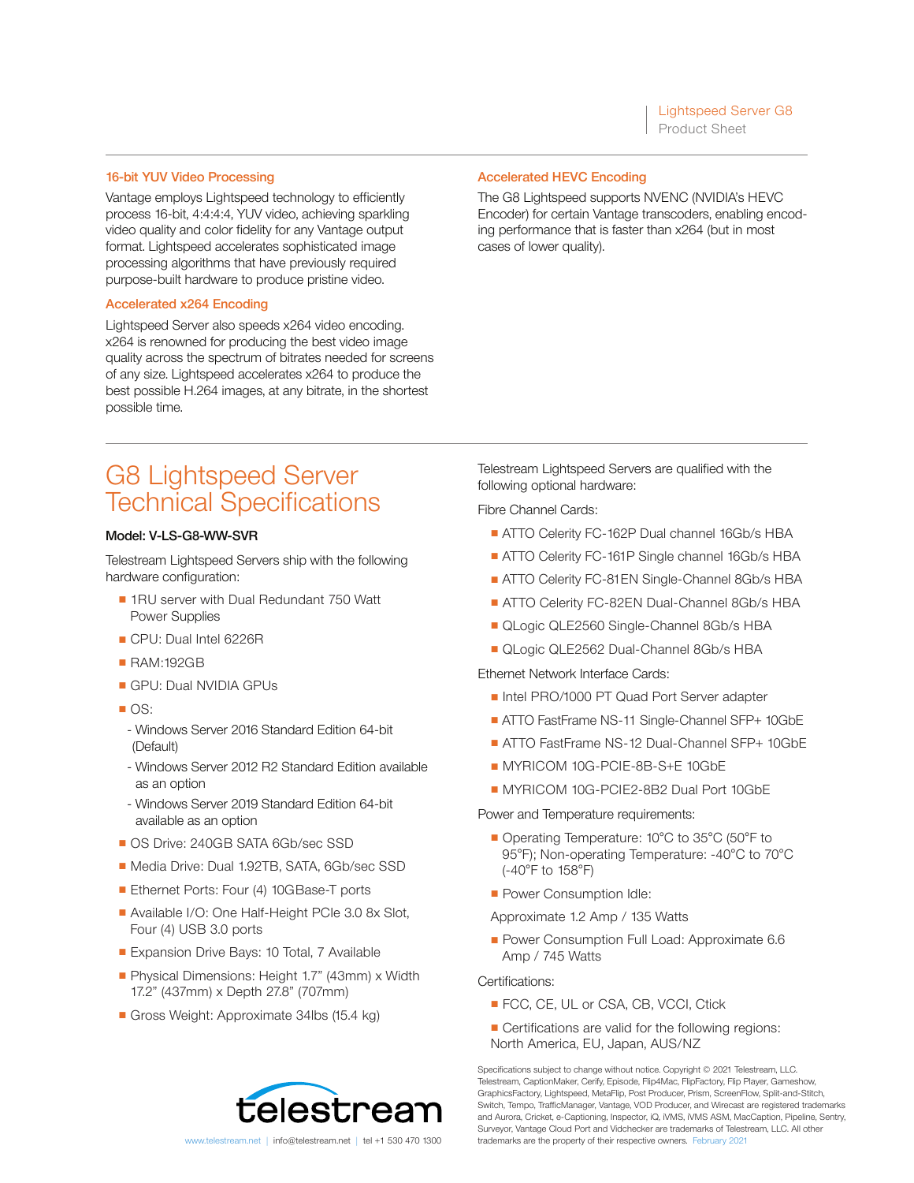### 16-bit YUV Video Processing

Vantage employs Lightspeed technology to efficiently process 16-bit, 4:4:4:4, YUV video, achieving sparkling video quality and color fidelity for any Vantage output format. Lightspeed accelerates sophisticated image processing algorithms that have previously required purpose-built hardware to produce pristine video.

### Accelerated x264 Encoding

Lightspeed Server also speeds x264 video encoding. x264 is renowned for producing the best video image quality across the spectrum of bitrates needed for screens of any size. Lightspeed accelerates x264 to produce the best possible H.264 images, at any bitrate, in the shortest possible time.

### Accelerated HEVC Encoding

The G8 Lightspeed supports NVENC (NVIDIA's HEVC Encoder) for certain Vantage transcoders, enabling encoding performance that is faster than x264 (but in most cases of lower quality).

# G8 Lightspeed Server Technical Specifications

**Model: V-LS-G8-WW-SVR**

Telestream Lightspeed Servers ship with the following hardware configuration:

- 1RU server with Dual Redundant 750 Watt Power Supplies
- CPU: Dual Intel 6226R
- RAM:192GB
- GPU: Dual NVIDIA GPUs
- OS:
  - Windows Server 2016 Standard Edition 64-bit (Default)
  - Windows Server 2012 R2 Standard Edition available as an option
  - Windows Server 2019 Standard Edition 64-bit available as an option
- OS Drive: 240GB SATA 6Gb/sec SSD
- Media Drive: Dual 1.92TB, SATA, 6Gb/sec SSD
- Ethernet Ports: Four (4) 10GBase-T ports
- Available I/O: One Half-Height PCIe 3.0 8x Slot, Four (4) USB 3.0 ports
- Expansion Drive Bays: 10 Total, 7 Available
- Physical Dimensions: Height 1.7" (43mm) x Width 17.2" (437mm) x Depth 27.8" (707mm)
- Gross Weight: Approximate 34lbs (15.4 kg)

Telestream Lightspeed Servers are qualified with the following optional hardware:

Fibre Channel Cards:

- ATTO Celerity FC-162P Dual channel 16Gb/s HBA
- ATTO Celerity FC-161P Single channel 16Gb/s HBA
- ATTO Celerity FC-81EN Single-Channel 8Gb/s HBA
- ATTO Celerity FC-82EN Dual-Channel 8Gb/s HBA
- QLogic QLE2560 Single-Channel 8Gb/s HBA
- QLogic QLE2562 Dual-Channel 8Gb/s HBA

Ethernet Network Interface Cards:

- Intel PRO/1000 PT Quad Port Server adapter
- ATTO FastFrame NS-11 Single-Channel SFP+ 10GbE
- ATTO FastFrame NS-12 Dual-Channel SFP+ 10GbE
- MYRICOM 10G-PCIE-8B-S+E 10GbE
- MYRICOM 10G-PCIE2-8B2 Dual Port 10GbE

Power and Temperature requirements:

- Operating Temperature: 10°C to 35°C (50°F to 95°F); Non-operating Temperature: -40°C to 70°C (-40°F to 158°F)
- Power Consumption Idle:

  Approximate 1.2 Amp / 135 Watts

- Power Consumption Full Load: Approximate 6.6 Amp / 745 Watts

Certifications:

- FCC, CE, UL or CSA, CB, VCCI, Ctick
- Certifications are valid for the following regions: North America, EU, Japan, AUS/NZ

telestream

www.telestream.net | info@telestream.net | tel +1 530 470 1300

Specifications subject to change without notice. Copyright © 2021 Telestream, LLC. Telestream, CaptionMaker, Cerify, Episode, Flip4Mac, FlipFactory, Flip Player, Gameshow, GraphicsFactory, Lightspeed, MetaFlip, Post Producer, Prism, ScreenFlow, Split-and-Stitch, Switch, Tempo, TrafficManager, Vantage, VOD Producer, and Wirecast are registered trademarks and Aurora, Cricket, e-Captioning, Inspector, iQ, iVMS, iVMS ASM, MacCaption, Pipeline, Sentry, Surveyor, Vantage Cloud Port and Vidchecker are trademarks of Telestream, LLC. All other trademarks are the property of their respective owners. February 2021